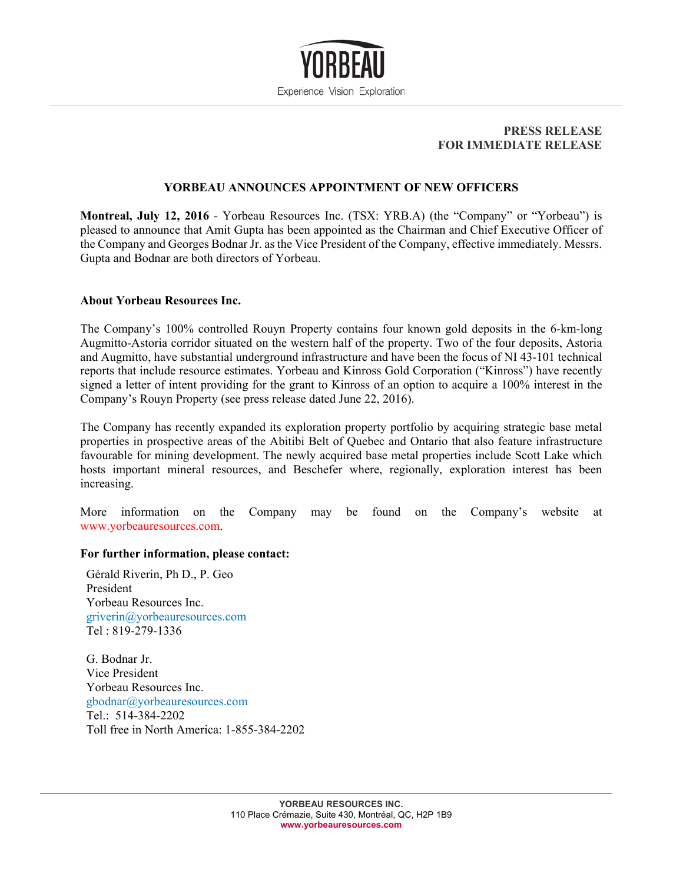YORBEAU

Experience Vision Exploration

**PRESS RELEASE**
**FOR IMMEDIATE RELEASE**

## YORBEAU ANNOUNCES APPOINTMENT OF NEW OFFICERS

**Montreal, July 12, 2016** - Yorbeau Resources Inc. (TSX: YRB.A) (the "Company" or "Yorbeau") is pleased to announce that Amit Gupta has been appointed as the Chairman and Chief Executive Officer of the Company and Georges Bodnar Jr. as the Vice President of the Company, effective immediately. Messrs. Gupta and Bodnar are both directors of Yorbeau.

### About Yorbeau Resources Inc.

The Company's 100% controlled Rouyn Property contains four known gold deposits in the 6-km-long Augmitto-Astoria corridor situated on the western half of the property. Two of the four deposits, Astoria and Augmitto, have substantial underground infrastructure and have been the focus of NI 43-101 technical reports that include resource estimates. Yorbeau and Kinross Gold Corporation ("Kinross") have recently signed a letter of intent providing for the grant to Kinross of an option to acquire a 100% interest in the Company's Rouyn Property (see press release dated June 22, 2016).

The Company has recently expanded its exploration property portfolio by acquiring strategic base metal properties in prospective areas of the Abitibi Belt of Quebec and Ontario that also feature infrastructure favourable for mining development. The newly acquired base metal properties include Scott Lake which hosts important mineral resources, and Beschefer where, regionally, exploration interest has been increasing.

More information on the Company may be found on the Company's website at www.yorbeauresources.com.

**For further information, please contact:**

Gérald Riverin, Ph D., P. Geo
President
Yorbeau Resources Inc.
griverin@yorbeauresources.com
Tel : 819-279-1336

G. Bodnar Jr.
Vice President
Yorbeau Resources Inc.
gbodnar@yorbeauresources.com
Tel.: 514-384-2202
Toll free in North America: 1-855-384-2202

**YORBEAU RESOURCES INC.**
110 Place Crémazie, Suite 430, Montréal, QC, H2P 1B9
**www.yorbeauresources.com**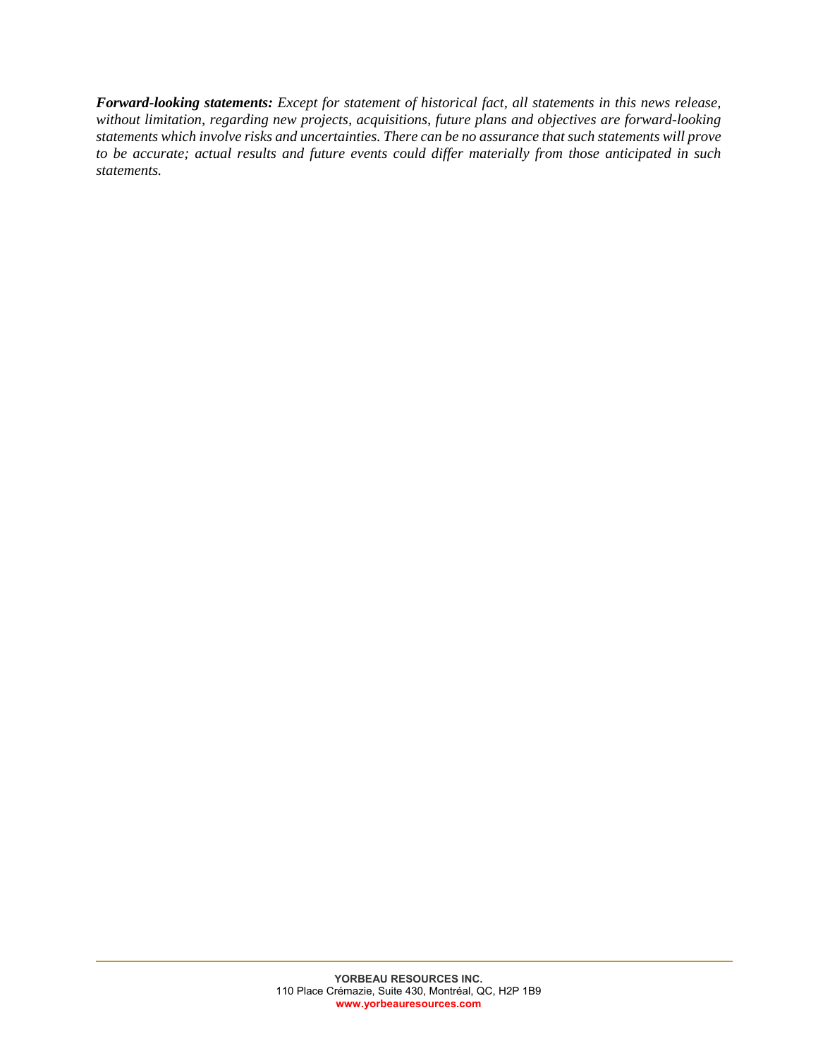***Forward-looking statements:*** *Except for statement of historical fact, all statements in this news release, without limitation, regarding new projects, acquisitions, future plans and objectives are forward-looking statements which involve risks and uncertainties. There can be no assurance that such statements will prove to be accurate; actual results and future events could differ materially from those anticipated in such statements.*

**YORBEAU RESOURCES INC.**
110 Place Crémazie, Suite 430, Montréal, QC, H2P 1B9
**www.yorbeauresources.com**